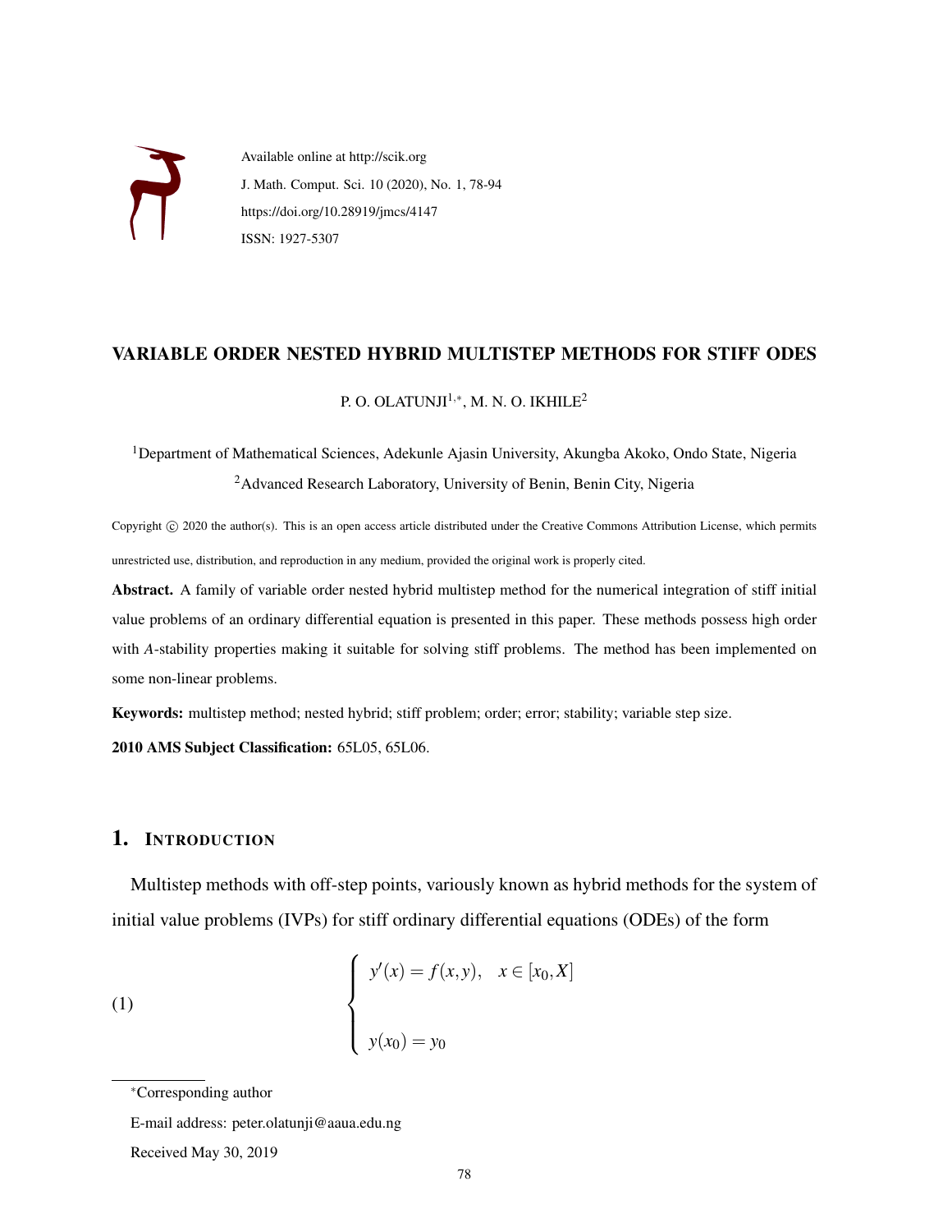Available online at http://scik.org

J. Math. Comput. Sci. 10 (2020), No. 1, 78-94

https://doi.org/10.28919/jmcs/4147

ISSN: 1927-5307

# VARIABLE ORDER NESTED HYBRID MULTISTEP METHODS FOR STIFF ODES

P. O. OLATUNJI[1,*], M. N. O. IKHILE[2]

[1]Department of Mathematical Sciences, Adekunle Ajasin University, Akungba Akoko, Ondo State, Nigeria

[2]Advanced Research Laboratory, University of Benin, Benin City, Nigeria

Copyright © 2020 the author(s). This is an open access article distributed under the Creative Commons Attribution License, which permits unrestricted use, distribution, and reproduction in any medium, provided the original work is properly cited.

**Abstract.** A family of variable order nested hybrid multistep method for the numerical integration of stiff initial value problems of an ordinary differential equation is presented in this paper. These methods possess high order with $A$-stability properties making it suitable for solving stiff problems. The method has been implemented on some non-linear problems.

**Keywords:** multistep method; nested hybrid; stiff problem; order; error; stability; variable step size.

**2010 AMS Subject Classification:** 65L05, 65L06.

## 1. Introduction

Multistep methods with off-step points, variously known as hybrid methods for the system of initial value problems (IVPs) for stiff ordinary differential equations (ODEs) of the form

$$(1) \qquad \begin{cases} y'(x) = f(x,y), \quad x \in [x_0, X] \\ \\ y(x_0) = y_0 \end{cases}$$

*Corresponding author

E-mail address: peter.olatunji@aaua.edu.ng

Received May 30, 2019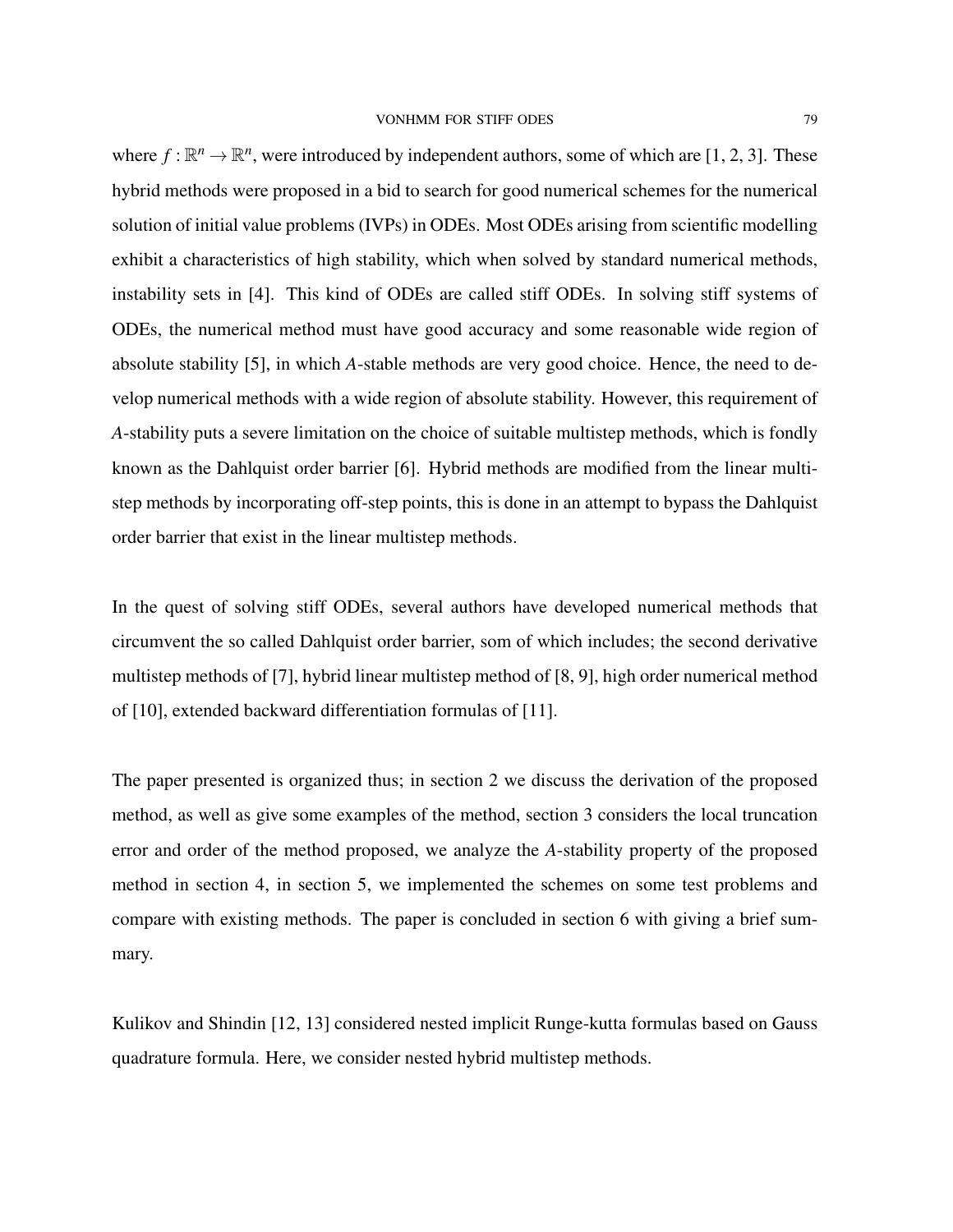where $f : \mathbb{R}^n \to \mathbb{R}^n$, were introduced by independent authors, some of which are [1, 2, 3]. These hybrid methods were proposed in a bid to search for good numerical schemes for the numerical solution of initial value problems (IVPs) in ODEs. Most ODEs arising from scientific modelling exhibit a characteristics of high stability, which when solved by standard numerical methods, instability sets in [4]. This kind of ODEs are called stiff ODEs. In solving stiff systems of ODEs, the numerical method must have good accuracy and some reasonable wide region of absolute stability [5], in which *A*-stable methods are very good choice. Hence, the need to develop numerical methods with a wide region of absolute stability. However, this requirement of *A*-stability puts a severe limitation on the choice of suitable multistep methods, which is fondly known as the Dahlquist order barrier [6]. Hybrid methods are modified from the linear multistep methods by incorporating off-step points, this is done in an attempt to bypass the Dahlquist order barrier that exist in the linear multistep methods.

In the quest of solving stiff ODEs, several authors have developed numerical methods that circumvent the so called Dahlquist order barrier, som of which includes; the second derivative multistep methods of [7], hybrid linear multistep method of [8, 9], high order numerical method of [10], extended backward differentiation formulas of [11].

The paper presented is organized thus; in section 2 we discuss the derivation of the proposed method, as well as give some examples of the method, section 3 considers the local truncation error and order of the method proposed, we analyze the *A*-stability property of the proposed method in section 4, in section 5, we implemented the schemes on some test problems and compare with existing methods. The paper is concluded in section 6 with giving a brief summary.

Kulikov and Shindin [12, 13] considered nested implicit Runge-kutta formulas based on Gauss quadrature formula. Here, we consider nested hybrid multistep methods.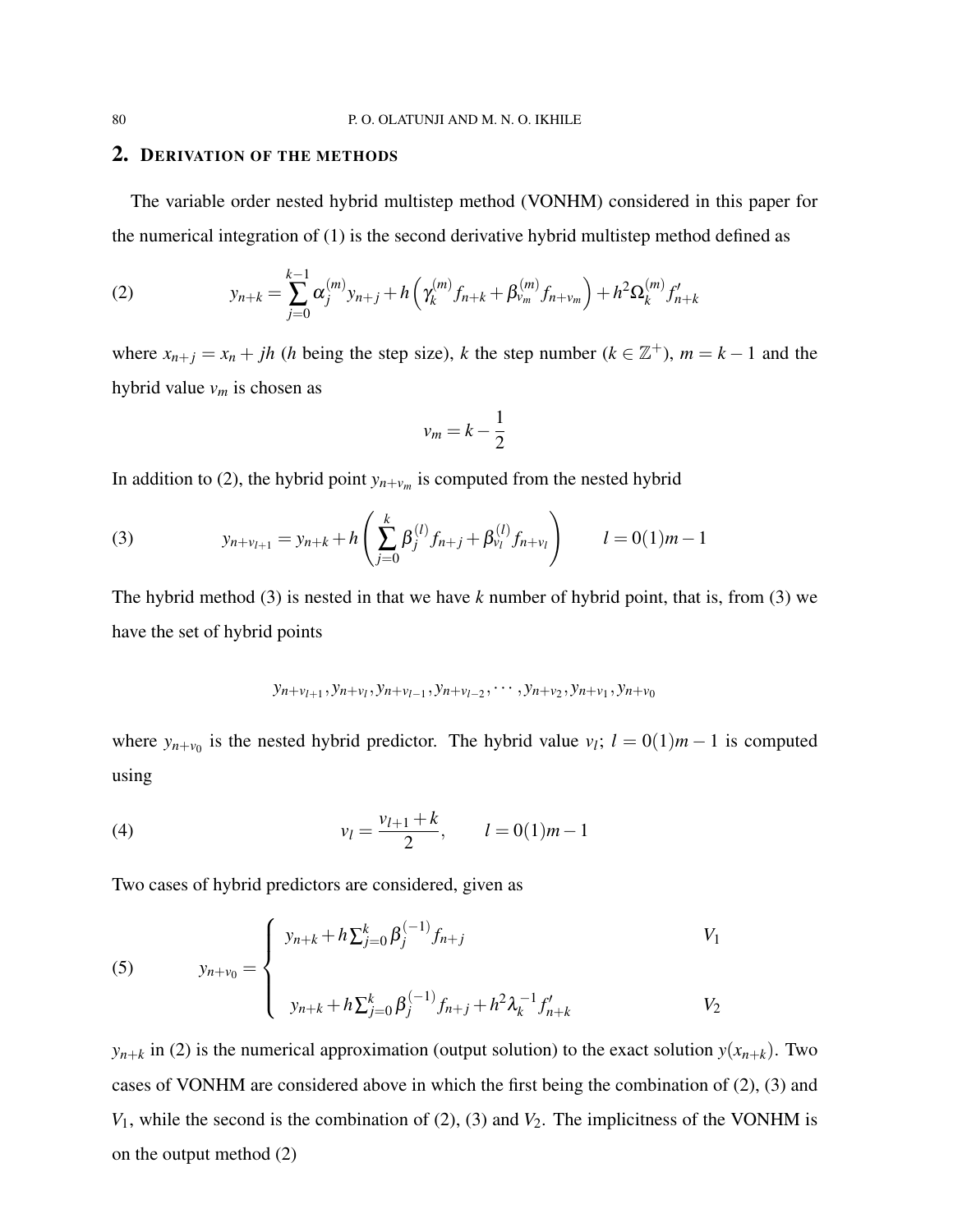## 2. Derivation of the methods

The variable order nested hybrid multistep method (VONHM) considered in this paper for the numerical integration of (1) is the second derivative hybrid multistep method defined as

$$y_{n+k} = \sum_{j=0}^{k-1} \alpha_j^{(m)} y_{n+j} + h\left(\gamma_k^{(m)} f_{n+k} + \beta_{v_m}^{(m)} f_{n+v_m}\right) + h^2 \Omega_k^{(m)} f'_{n+k} \tag{2}$$

where $x_{n+j} = x_n + jh$ ($h$ being the step size), $k$ the step number ($k \in \mathbb{Z}^+$), $m = k-1$ and the hybrid value $v_m$ is chosen as

$$v_m = k - \frac{1}{2}$$

In addition to (2), the hybrid point $y_{n+v_m}$ is computed from the nested hybrid

$$y_{n+v_{l+1}} = y_{n+k} + h\left(\sum_{j=0}^{k} \beta_j^{(l)} f_{n+j} + \beta_{v_l}^{(l)} f_{n+v_l}\right) \qquad l = 0(1)m-1 \tag{3}$$

The hybrid method (3) is nested in that we have $k$ number of hybrid point, that is, from (3) we have the set of hybrid points

$$y_{n+v_{l+1}}, y_{n+v_l}, y_{n+v_{l-1}}, y_{n+v_{l-2}}, \cdots, y_{n+v_2}, y_{n+v_1}, y_{n+v_0}$$

where $y_{n+v_0}$ is the nested hybrid predictor. The hybrid value $v_l$; $l = 0(1)m-1$ is computed using

$$v_l = \frac{v_{l+1} + k}{2}, \qquad l = 0(1)m-1 \tag{4}$$

Two cases of hybrid predictors are considered, given as

$$y_{n+v_0} = \begin{cases} y_{n+k} + h\sum_{j=0}^{k} \beta_j^{(-1)} f_{n+j} & V_1 \\ \\ y_{n+k} + h\sum_{j=0}^{k} \beta_j^{(-1)} f_{n+j} + h^2 \lambda_k^{-1} f'_{n+k} & V_2 \end{cases} \tag{5}$$

$y_{n+k}$ in (2) is the numerical approximation (output solution) to the exact solution $y(x_{n+k})$. Two cases of VONHM are considered above in which the first being the combination of (2), (3) and $V_1$, while the second is the combination of (2), (3) and $V_2$. The implicitness of the VONHM is on the output method (2)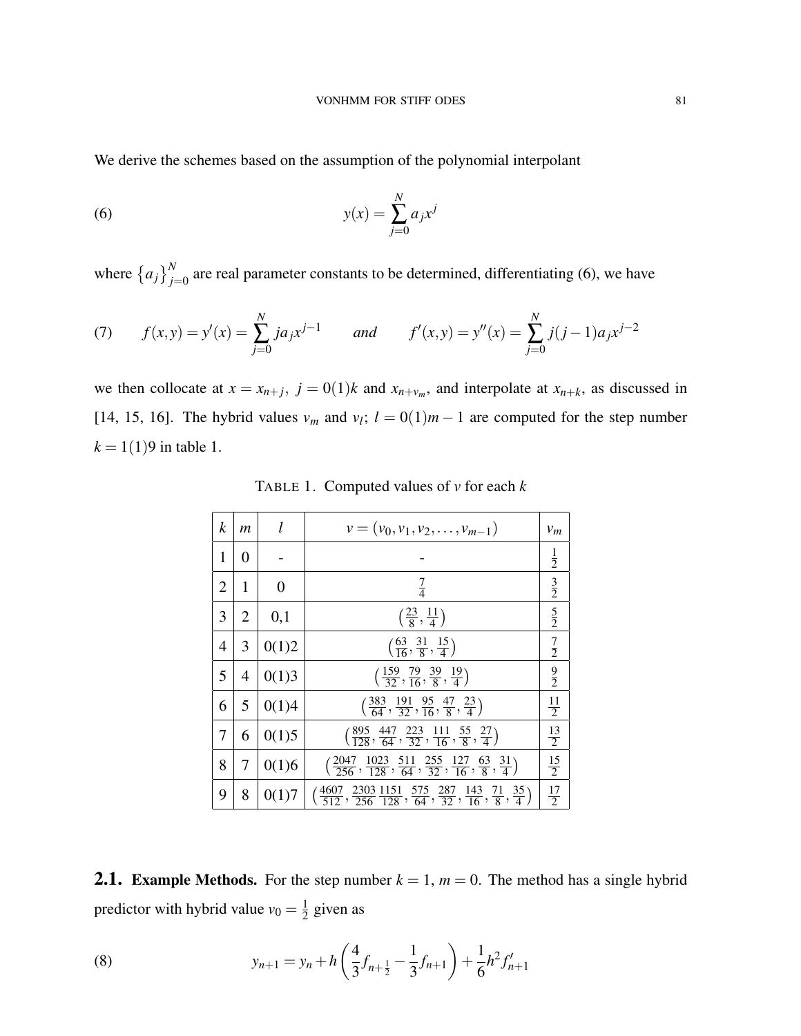We derive the schemes based on the assumption of the polynomial interpolant

$$y(x) = \sum_{j=0}^{N} a_j x^j \tag{6}$$

where $\{a_j\}_{j=0}^{N}$ are real parameter constants to be determined, differentiating (6), we have

$$f(x,y) = y'(x) = \sum_{j=0}^{N} j a_j x^{j-1} \qquad and \qquad f'(x,y) = y''(x) = \sum_{j=0}^{N} j(j-1) a_j x^{j-2} \tag{7}$$

we then collocate at $x = x_{n+j},\ j = 0(1)k$ and $x_{n+v_m}$, and interpolate at $x_{n+k}$, as discussed in [14, 15, 16]. The hybrid values $v_m$ and $v_l$; $l = 0(1)m-1$ are computed for the step number $k = 1(1)9$ in table 1.

TABLE 1. Computed values of $v$ for each $k$

| $k$ | $m$ | $l$ | $v = (v_0, v_1, v_2, \ldots, v_{m-1})$ | $v_m$ |
|---|---|---|---|---|
| 1 | 0 | - | - | $\frac{1}{2}$ |
| 2 | 1 | 0 | $\frac{7}{4}$ | $\frac{3}{2}$ |
| 3 | 2 | 0,1 | $\left(\frac{23}{8}, \frac{11}{4}\right)$ | $\frac{5}{2}$ |
| 4 | 3 | 0(1)2 | $\left(\frac{63}{16}, \frac{31}{8}, \frac{15}{4}\right)$ | $\frac{7}{2}$ |
| 5 | 4 | 0(1)3 | $\left(\frac{159}{32}, \frac{79}{16}, \frac{39}{8}, \frac{19}{4}\right)$ | $\frac{9}{2}$ |
| 6 | 5 | 0(1)4 | $\left(\frac{383}{64}, \frac{191}{32}, \frac{95}{16}, \frac{47}{8}, \frac{23}{4}\right)$ | $\frac{11}{2}$ |
| 7 | 6 | 0(1)5 | $\left(\frac{895}{128}, \frac{447}{64}, \frac{223}{32}, \frac{111}{16}, \frac{55}{8}, \frac{27}{4}\right)$ | $\frac{13}{2}$ |
| 8 | 7 | 0(1)6 | $\left(\frac{2047}{256}, \frac{1023}{128}, \frac{511}{64}, \frac{255}{32}, \frac{127}{16}, \frac{63}{8}, \frac{31}{4}\right)$ | $\frac{15}{2}$ |
| 9 | 8 | 0(1)7 | $\left(\frac{4607}{512}, \frac{2303}{256} \frac{1151}{128}, \frac{575}{64}, \frac{287}{32}, \frac{143}{16}, \frac{71}{8}, \frac{35}{4}\right)$ | $\frac{17}{2}$ |

## 2.1. Example Methods.

For the step number $k = 1$, $m = 0$. The method has a single hybrid predictor with hybrid value $v_0 = \frac{1}{2}$ given as

$$y_{n+1} = y_n + h\left(\frac{4}{3} f_{n+\frac{1}{2}} - \frac{1}{3} f_{n+1}\right) + \frac{1}{6} h^2 f'_{n+1} \tag{8}$$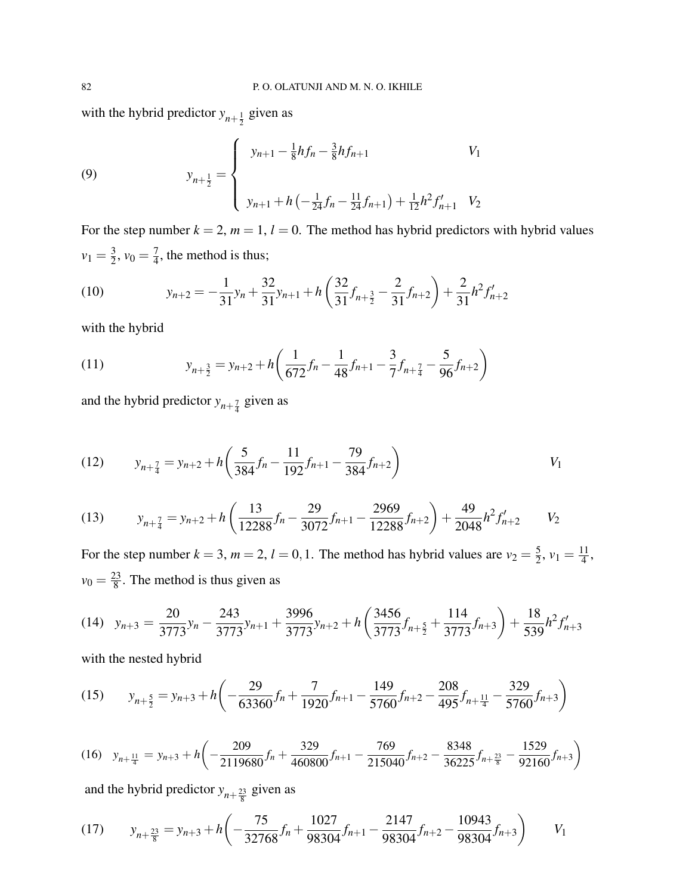with the hybrid predictor $y_{n+\frac{1}{2}}$ given as

$$y_{n+\frac{1}{2}} = \begin{cases} y_{n+1} - \frac{1}{8}hf_n - \frac{3}{8}hf_{n+1} & V_1 \\ \\ y_{n+1} + h\left(-\frac{1}{24}f_n - \frac{11}{24}f_{n+1}\right) + \frac{1}{12}h^2 f'_{n+1} & V_2 \end{cases} \tag{9}$$

For the step number $k = 2$, $m = 1$, $l = 0$. The method has hybrid predictors with hybrid values $v_1 = \frac{3}{2}$, $v_0 = \frac{7}{4}$, the method is thus;

$$y_{n+2} = -\frac{1}{31}y_n + \frac{32}{31}y_{n+1} + h\left(\frac{32}{31}f_{n+\frac{3}{2}} - \frac{2}{31}f_{n+2}\right) + \frac{2}{31}h^2 f'_{n+2} \tag{10}$$

with the hybrid

$$y_{n+\frac{3}{2}} = y_{n+2} + h\left(\frac{1}{672}f_n - \frac{1}{48}f_{n+1} - \frac{3}{7}f_{n+\frac{7}{4}} - \frac{5}{96}f_{n+2}\right) \tag{11}$$

and the hybrid predictor $y_{n+\frac{7}{4}}$ given as

$$y_{n+\frac{7}{4}} = y_{n+2} + h\left(\frac{5}{384}f_n - \frac{11}{192}f_{n+1} - \frac{79}{384}f_{n+2}\right) \qquad V_1 \tag{12}$$

$$y_{n+\frac{7}{4}} = y_{n+2} + h\left(\frac{13}{12288}f_n - \frac{29}{3072}f_{n+1} - \frac{2969}{12288}f_{n+2}\right) + \frac{49}{2048}h^2 f'_{n+2} \qquad V_2 \tag{13}$$

For the step number $k = 3$, $m = 2$, $l = 0, 1$. The method has hybrid values are $v_2 = \frac{5}{2}$, $v_1 = \frac{11}{4}$, $v_0 = \frac{23}{8}$. The method is thus given as

$$y_{n+3} = \frac{20}{3773}y_n - \frac{243}{3773}y_{n+1} + \frac{3996}{3773}y_{n+2} + h\left(\frac{3456}{3773}f_{n+\frac{5}{2}} + \frac{114}{3773}f_{n+3}\right) + \frac{18}{539}h^2 f'_{n+3} \tag{14}$$

with the nested hybrid

$$y_{n+\frac{5}{2}} = y_{n+3} + h\left(-\frac{29}{63360}f_n + \frac{7}{1920}f_{n+1} - \frac{149}{5760}f_{n+2} - \frac{208}{495}f_{n+\frac{11}{4}} - \frac{329}{5760}f_{n+3}\right) \tag{15}$$

$$y_{n+\frac{11}{4}} = y_{n+3} + h\left(-\frac{209}{2119680}f_n + \frac{329}{460800}f_{n+1} - \frac{769}{215040}f_{n+2} - \frac{8348}{36225}f_{n+\frac{23}{8}} - \frac{1529}{92160}f_{n+3}\right) \tag{16}$$

and the hybrid predictor $y_{n+\frac{23}{8}}$ given as

$$y_{n+\frac{23}{8}} = y_{n+3} + h\left(-\frac{75}{32768}f_n + \frac{1027}{98304}f_{n+1} - \frac{2147}{98304}f_{n+2} - \frac{10943}{98304}f_{n+3}\right) \qquad V_1 \tag{17}$$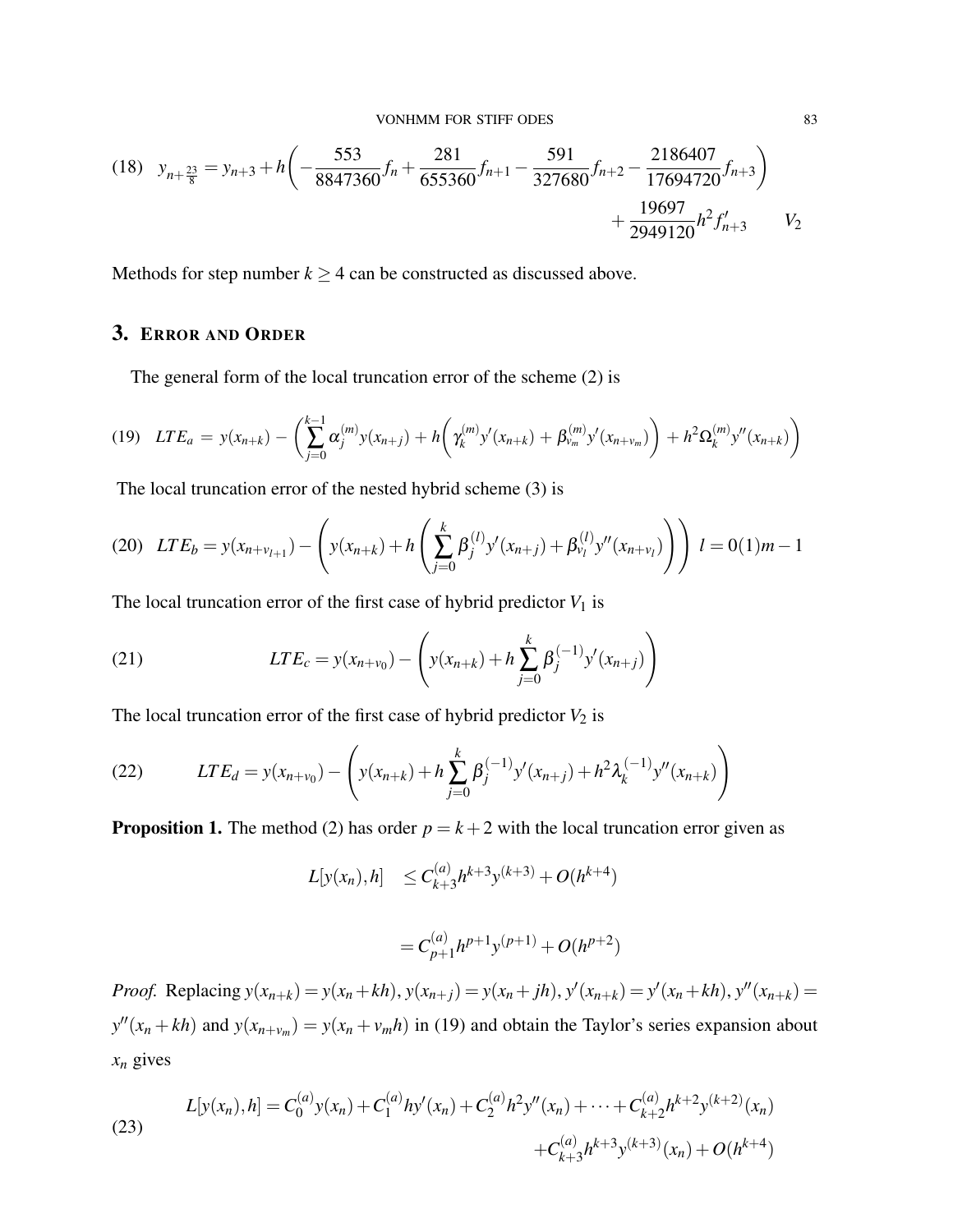$$
(18)\quad y_{n+\frac{23}{8}} = y_{n+3} + h\left(-\frac{553}{8847360}f_n + \frac{281}{655360}f_{n+1} - \frac{591}{327680}f_{n+2} - \frac{2186407}{17694720}f_{n+3}\right) + \frac{19697}{2949120}h^2 f'_{n+3} \qquad V_2
$$

Methods for step number $k \geq 4$ can be constructed as discussed above.

## 3. Error and Order

The general form of the local truncation error of the scheme (2) is

$$
(19)\quad LTE_a = y(x_{n+k}) - \left(\sum_{j=0}^{k-1} \alpha_j^{(m)} y(x_{n+j}) + h\left(\gamma_k^{(m)} y'(x_{n+k}) + \beta_{v_m}^{(m)} y'(x_{n+v_m})\right) + h^2 \Omega_k^{(m)} y''(x_{n+k})\right)
$$

The local truncation error of the nested hybrid scheme (3) is

$$
(20)\quad LTE_b = y(x_{n+v_{l+1}}) - \left(y(x_{n+k}) + h\left(\sum_{j=0}^{k} \beta_j^{(l)} y'(x_{n+j}) + \beta_{v_l}^{(l)} y''(x_{n+v_l})\right)\right) \quad l = 0(1)m-1
$$

The local truncation error of the first case of hybrid predictor $V_1$ is

$$
(21)\qquad LTE_c = y(x_{n+v_0}) - \left(y(x_{n+k}) + h\sum_{j=0}^{k} \beta_j^{(-1)} y'(x_{n+j})\right)
$$

The local truncation error of the first case of hybrid predictor $V_2$ is

$$
(22)\qquad LTE_d = y(x_{n+v_0}) - \left(y(x_{n+k}) + h\sum_{j=0}^{k} \beta_j^{(-1)} y'(x_{n+j}) + h^2 \lambda_k^{(-1)} y''(x_{n+k})\right)
$$

**Proposition 1.** The method (2) has order $p = k+2$ with the local truncation error given as

$$
\begin{aligned}
L[y(x_n),h] &\leq C_{k+3}^{(a)} h^{k+3} y^{(k+3)} + O(h^{k+4}) \\
&= C_{p+1}^{(a)} h^{p+1} y^{(p+1)} + O(h^{p+2})
\end{aligned}
$$

*Proof.* Replacing $y(x_{n+k}) = y(x_n + kh)$, $y(x_{n+j}) = y(x_n + jh)$, $y'(x_{n+k}) = y'(x_n + kh)$, $y''(x_{n+k}) = y''(x_n + kh)$ and $y(x_{n+v_m}) = y(x_n + v_m h)$ in (19) and obtain the Taylor's series expansion about $x_n$ gives

$$
(23)\quad \begin{aligned}
L[y(x_n),h] = {} & C_0^{(a)} y(x_n) + C_1^{(a)} h y'(x_n) + C_2^{(a)} h^2 y''(x_n) + \cdots + C_{k+2}^{(a)} h^{k+2} y^{(k+2)}(x_n) \\
& + C_{k+3}^{(a)} h^{k+3} y^{(k+3)}(x_n) + O(h^{k+4})
\end{aligned}
$$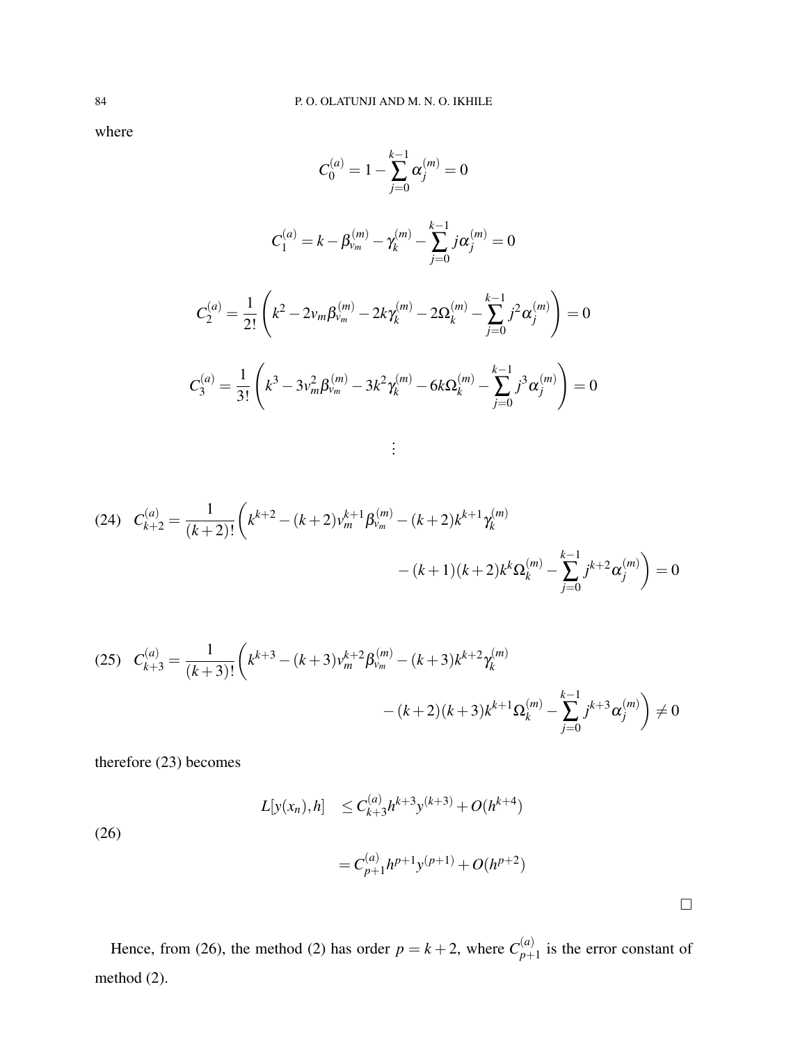where

$$C_0^{(a)} = 1 - \sum_{j=0}^{k-1} \alpha_j^{(m)} = 0$$

$$C_1^{(a)} = k - \beta_{v_m}^{(m)} - \gamma_k^{(m)} - \sum_{j=0}^{k-1} j\alpha_j^{(m)} = 0$$

$$C_2^{(a)} = \frac{1}{2!}\left(k^2 - 2v_m\beta_{v_m}^{(m)} - 2k\gamma_k^{(m)} - 2\Omega_k^{(m)} - \sum_{j=0}^{k-1} j^2\alpha_j^{(m)}\right) = 0$$

$$C_3^{(a)} = \frac{1}{3!}\left(k^3 - 3v_m^2\beta_{v_m}^{(m)} - 3k^2\gamma_k^{(m)} - 6k\Omega_k^{(m)} - \sum_{j=0}^{k-1} j^3\alpha_j^{(m)}\right) = 0$$

$$\vdots$$

$$C_{k+2}^{(a)} = \frac{1}{(k+2)!}\Bigg(k^{k+2} - (k+2)v_m^{k+1}\beta_{v_m}^{(m)} - (k+2)k^{k+1}\gamma_k^{(m)} - (k+1)(k+2)k^k\Omega_k^{(m)} - \sum_{j=0}^{k-1} j^{k+2}\alpha_j^{(m)}\Bigg) = 0 \tag{24}$$

$$C_{k+3}^{(a)} = \frac{1}{(k+3)!}\Bigg(k^{k+3} - (k+3)v_m^{k+2}\beta_{v_m}^{(m)} - (k+3)k^{k+2}\gamma_k^{(m)} - (k+2)(k+3)k^{k+1}\Omega_k^{(m)} - \sum_{j=0}^{k-1} j^{k+3}\alpha_j^{(m)}\Bigg) \neq 0 \tag{25}$$

therefore (23) becomes

$$\begin{aligned} L[y(x_n),h] &\leq C_{k+3}^{(a)} h^{k+3} y^{(k+3)} + O(h^{k+4}) \\ &= C_{p+1}^{(a)} h^{p+1} y^{(p+1)} + O(h^{p+2}) \end{aligned} \tag{26}$$

□

Hence, from (26), the method (2) has order $p = k+2$, where $C_{p+1}^{(a)}$ is the error constant of method (2).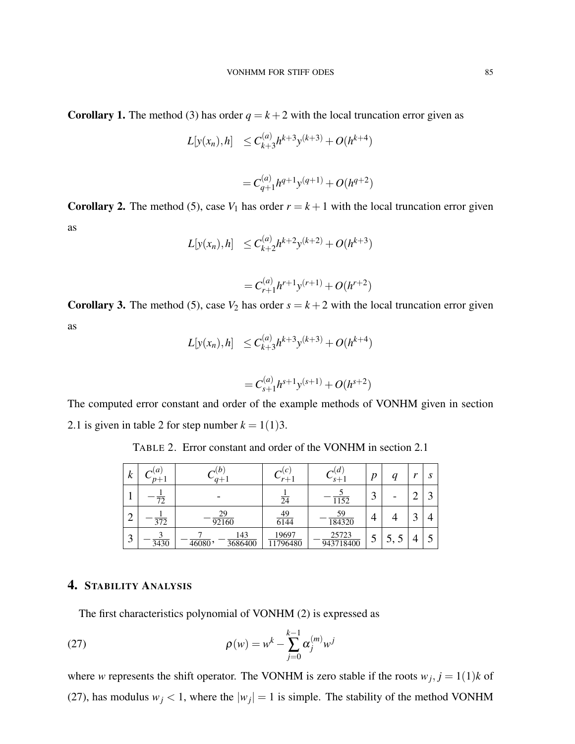**Corollary 1.** The method (3) has order $q = k+2$ with the local truncation error given as

$$L[y(x_n),h] \quad \leq C_{k+3}^{(a)} h^{k+3} y^{(k+3)} + O(h^{k+4})$$

$$= C_{q+1}^{(a)} h^{q+1} y^{(q+1)} + O(h^{q+2})$$

**Corollary 2.** The method (5), case $V_1$ has order $r = k+1$ with the local truncation error given as

$$L[y(x_n),h] \quad \leq C_{k+2}^{(a)} h^{k+2} y^{(k+2)} + O(h^{k+3})$$

$$= C_{r+1}^{(a)} h^{r+1} y^{(r+1)} + O(h^{r+2})$$

**Corollary 3.** The method (5), case $V_2$ has order $s = k+2$ with the local truncation error given as

$$L[y(x_n),h] \quad \leq C_{k+3}^{(a)} h^{k+3} y^{(k+3)} + O(h^{k+4})$$

$$= C_{s+1}^{(a)} h^{s+1} y^{(s+1)} + O(h^{s+2})$$

The computed error constant and order of the example methods of VONHM given in section 2.1 is given in table 2 for step number $k = 1(1)3$.

TABLE 2. Error constant and order of the VONHM in section 2.1

| $k$ | $C_{p+1}^{(a)}$ | $C_{q+1}^{(b)}$ | $C_{r+1}^{(c)}$ | $C_{s+1}^{(d)}$ | $p$ | $q$ | $r$ | $s$ |
|---|---|---|---|---|---|---|---|---|
| 1 | $-\frac{1}{72}$ | - | $\frac{1}{24}$ | $-\frac{5}{1152}$ | 3 | - | 2 | 3 |
| 2 | $-\frac{1}{372}$ | $-\frac{29}{92160}$ | $\frac{49}{6144}$ | $-\frac{59}{184320}$ | 4 | 4 | 3 | 4 |
| 3 | $-\frac{3}{3430}$ | $-\frac{7}{46080}, -\frac{143}{3686400}$ | $\frac{19697}{11796480}$ | $-\frac{25723}{943718400}$ | 5 | 5, 5 | 4 | 5 |

## 4. Stability Analysis

The first characteristics polynomial of VONHM (2) is expressed as

$$\rho(w) = w^k - \sum_{j=0}^{k-1} \alpha_j^{(m)} w^j \tag{27}$$

where $w$ represents the shift operator. The VONHM is zero stable if the roots $w_j, j = 1(1)k$ of (27), has modulus $w_j < 1$, where the $|w_j| = 1$ is simple. The stability of the method VONHM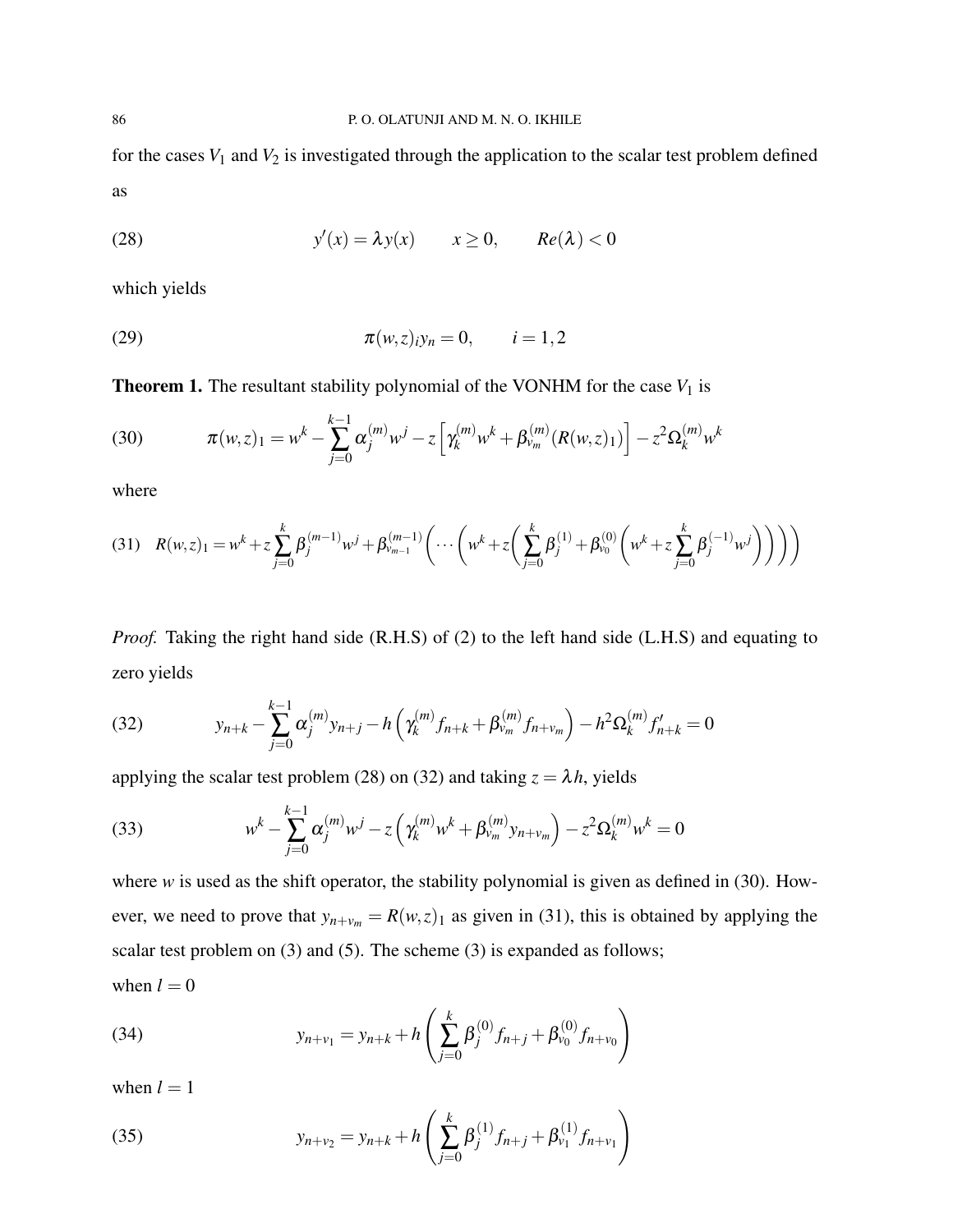for the cases $V_1$ and $V_2$ is investigated through the application to the scalar test problem defined as

$$y'(x) = \lambda y(x) \qquad x \geq 0, \qquad Re(\lambda) < 0 \tag{28}$$

which yields

$$\pi(w,z)_i y_n = 0, \qquad i = 1,2 \tag{29}$$

**Theorem 1.** The resultant stability polynomial of the VONHM for the case $V_1$ is

$$\pi(w,z)_1 = w^k - \sum_{j=0}^{k-1} \alpha_j^{(m)} w^j - z\left[\gamma_k^{(m)} w^k + \beta_{v_m}^{(m)}(R(w,z)_1)\right] - z^2 \Omega_k^{(m)} w^k \tag{30}$$

where

$$R(w,z)_1 = w^k + z\sum_{j=0}^{k} \beta_j^{(m-1)} w^j + \beta_{v_{m-1}}^{(m-1)}\left(\cdots\left(w^k + z\left(\sum_{j=0}^{k}\beta_j^{(1)} + \beta_{v_0}^{(0)}\left(w^k + z\sum_{j=0}^{k}\beta_j^{(-1)} w^j\right)\right)\right)\right) \tag{31}$$

*Proof.* Taking the right hand side (R.H.S) of (2) to the left hand side (L.H.S) and equating to zero yields

$$y_{n+k} - \sum_{j=0}^{k-1} \alpha_j^{(m)} y_{n+j} - h\left(\gamma_k^{(m)} f_{n+k} + \beta_{v_m}^{(m)} f_{n+v_m}\right) - h^2 \Omega_k^{(m)} f'_{n+k} = 0 \tag{32}$$

applying the scalar test problem (28) on (32) and taking $z = \lambda h$, yields

$$w^k - \sum_{j=0}^{k-1} \alpha_j^{(m)} w^j - z\left(\gamma_k^{(m)} w^k + \beta_{v_m}^{(m)} y_{n+v_m}\right) - z^2 \Omega_k^{(m)} w^k = 0 \tag{33}$$

where $w$ is used as the shift operator, the stability polynomial is given as defined in (30). However, we need to prove that $y_{n+v_m} = R(w,z)_1$ as given in (31), this is obtained by applying the scalar test problem on (3) and (5). The scheme (3) is expanded as follows;

when $l = 0$

$$y_{n+v_1} = y_{n+k} + h\left(\sum_{j=0}^{k} \beta_j^{(0)} f_{n+j} + \beta_{v_0}^{(0)} f_{n+v_0}\right) \tag{34}$$

when $l = 1$

$$y_{n+v_2} = y_{n+k} + h\left(\sum_{j=0}^{k} \beta_j^{(1)} f_{n+j} + \beta_{v_1}^{(1)} f_{n+v_1}\right) \tag{35}$$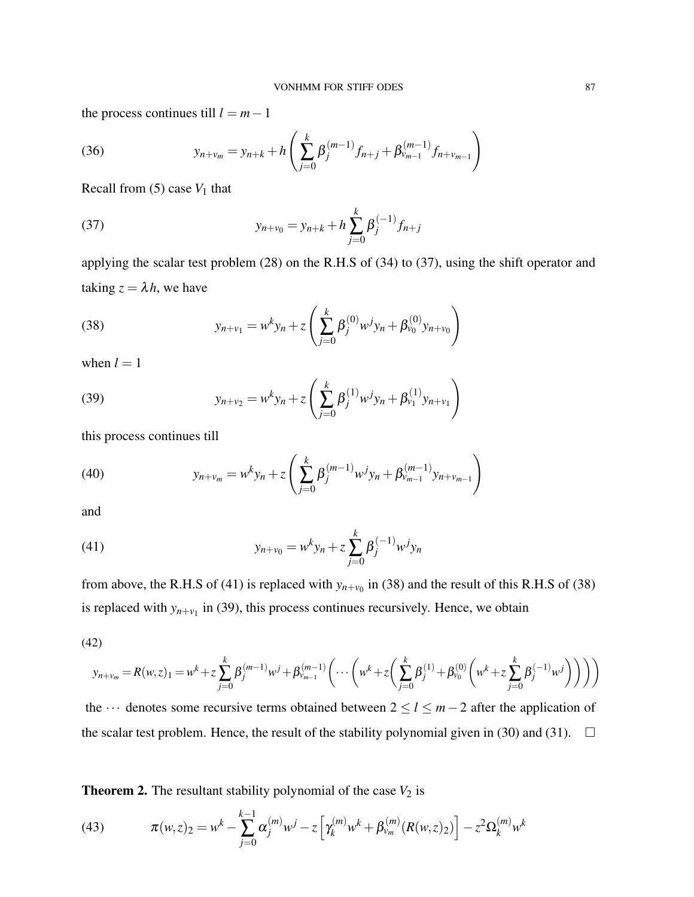the process continues till $l = m-1$

$$y_{n+v_m} = y_{n+k} + h\left(\sum_{j=0}^{k} \beta_j^{(m-1)} f_{n+j} + \beta_{v_{m-1}}^{(m-1)} f_{n+v_{m-1}}\right) \tag{36}$$

Recall from (5) case $V_1$ that

$$y_{n+v_0} = y_{n+k} + h\sum_{j=0}^{k} \beta_j^{(-1)} f_{n+j} \tag{37}$$

applying the scalar test problem (28) on the R.H.S of (34) to (37), using the shift operator and taking $z = \lambda h$, we have

$$y_{n+v_1} = w^k y_n + z\left(\sum_{j=0}^{k} \beta_j^{(0)} w^j y_n + \beta_{v_0}^{(0)} y_{n+v_0}\right) \tag{38}$$

when $l = 1$

$$y_{n+v_2} = w^k y_n + z\left(\sum_{j=0}^{k} \beta_j^{(1)} w^j y_n + \beta_{v_1}^{(1)} y_{n+v_1}\right) \tag{39}$$

this process continues till

$$y_{n+v_m} = w^k y_n + z\left(\sum_{j=0}^{k} \beta_j^{(m-1)} w^j y_n + \beta_{v_{m-1}}^{(m-1)} y_{n+v_{m-1}}\right) \tag{40}$$

and

$$y_{n+v_0} = w^k y_n + z\sum_{j=0}^{k} \beta_j^{(-1)} w^j y_n \tag{41}$$

from above, the R.H.S of (41) is replaced with $y_{n+v_0}$ in (38) and the result of this R.H.S of (38) is replaced with $y_{n+v_1}$ in (39), this process continues recursively. Hence, we obtain

$$y_{n+v_m} = R(w,z)_1 = w^k + z\sum_{j=0}^{k} \beta_j^{(m-1)} w^j + \beta_{v_{m-1}}^{(m-1)}\left(\cdots\left(w^k + z\left(\sum_{j=0}^{k} \beta_j^{(1)} + \beta_{v_0}^{(0)}\left(w^k + z\sum_{j=0}^{k} \beta_j^{(-1)} w^j\right)\right)\right)\right) \tag{42}$$

the $\cdots$ denotes some recursive terms obtained between $2 \le l \le m-2$ after the application of the scalar test problem. Hence, the result of the stability polynomial given in (30) and (31). $\square$

**Theorem 2.** The resultant stability polynomial of the case $V_2$ is

$$\pi(w,z)_2 = w^k - \sum_{j=0}^{k-1} \alpha_j^{(m)} w^j - z\left[\gamma_k^{(m)} w^k + \beta_{v_m}^{(m)}(R(w,z)_2)\right] - z^2 \Omega_k^{(m)} w^k \tag{43}$$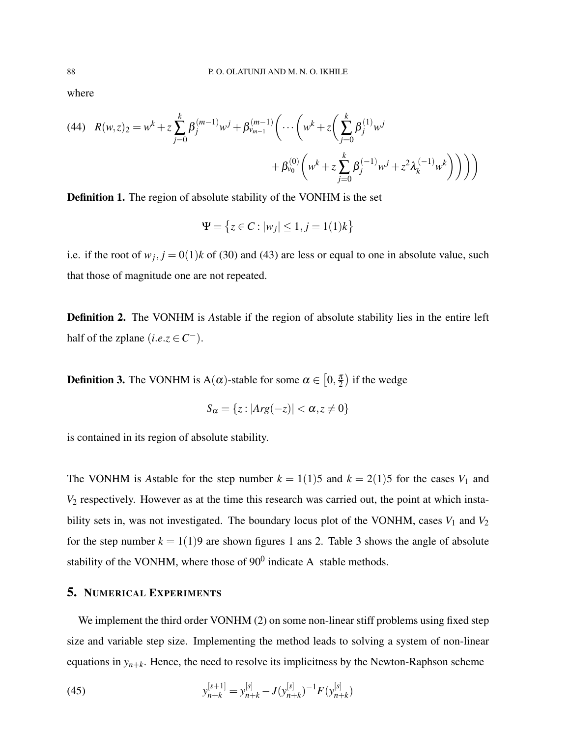where

$$R(w,z)_2 = w^k + z\sum_{j=0}^{k}\beta_j^{(m-1)}w^j + \beta_{v_{m-1}}^{(m-1)}\Bigg(\cdots\Bigg(w^k + z\Bigg(\sum_{j=0}^{k}\beta_j^{(1)}w^j + \beta_{v_0}^{(0)}\Bigg(w^k + z\sum_{j=0}^{k}\beta_j^{(-1)}w^j + z^2\lambda_k^{(-1)}w^k\Bigg)\Bigg)\Bigg)\Bigg) \tag{44}$$

**Definition 1.** The region of absolute stability of the VONHM is the set

$$\Psi = \left\{z \in C : |w_j| \leq 1, j = 1(1)k\right\}$$

i.e. if the root of $w_j, j = 0(1)k$ of (30) and (43) are less or equal to one in absolute value, such that those of magnitude one are not repeated.

**Definition 2.** The VONHM is *A*stable if the region of absolute stability lies in the entire left half of the zplane $(i.e. z \in C^-)$.

**Definition 3.** The VONHM is A($\alpha$)-stable for some $\alpha \in \left[0, \frac{\pi}{2}\right)$ if the wedge

$$S_\alpha = \{z : |Arg(-z)| < \alpha, z \neq 0\}$$

is contained in its region of absolute stability.

The VONHM is *A*stable for the step number $k = 1(1)5$ and $k = 2(1)5$ for the cases $V_1$ and $V_2$ respectively. However as at the time this research was carried out, the point at which instability sets in, was not investigated. The boundary locus plot of the VONHM, cases $V_1$ and $V_2$ for the step number $k = 1(1)9$ are shown figures 1 ans 2. Table 3 shows the angle of absolute stability of the VONHM, where those of $90^0$ indicate A stable methods.

## 5. Numerical Experiments

We implement the third order VONHM (2) on some non-linear stiff problems using fixed step size and variable step size. Implementing the method leads to solving a system of non-linear equations in $y_{n+k}$. Hence, the need to resolve its implicitness by the Newton-Raphson scheme

$$y_{n+k}^{[s+1]} = y_{n+k}^{[s]} - J(y_{n+k}^{[s]})^{-1}F(y_{n+k}^{[s]}) \tag{45}$$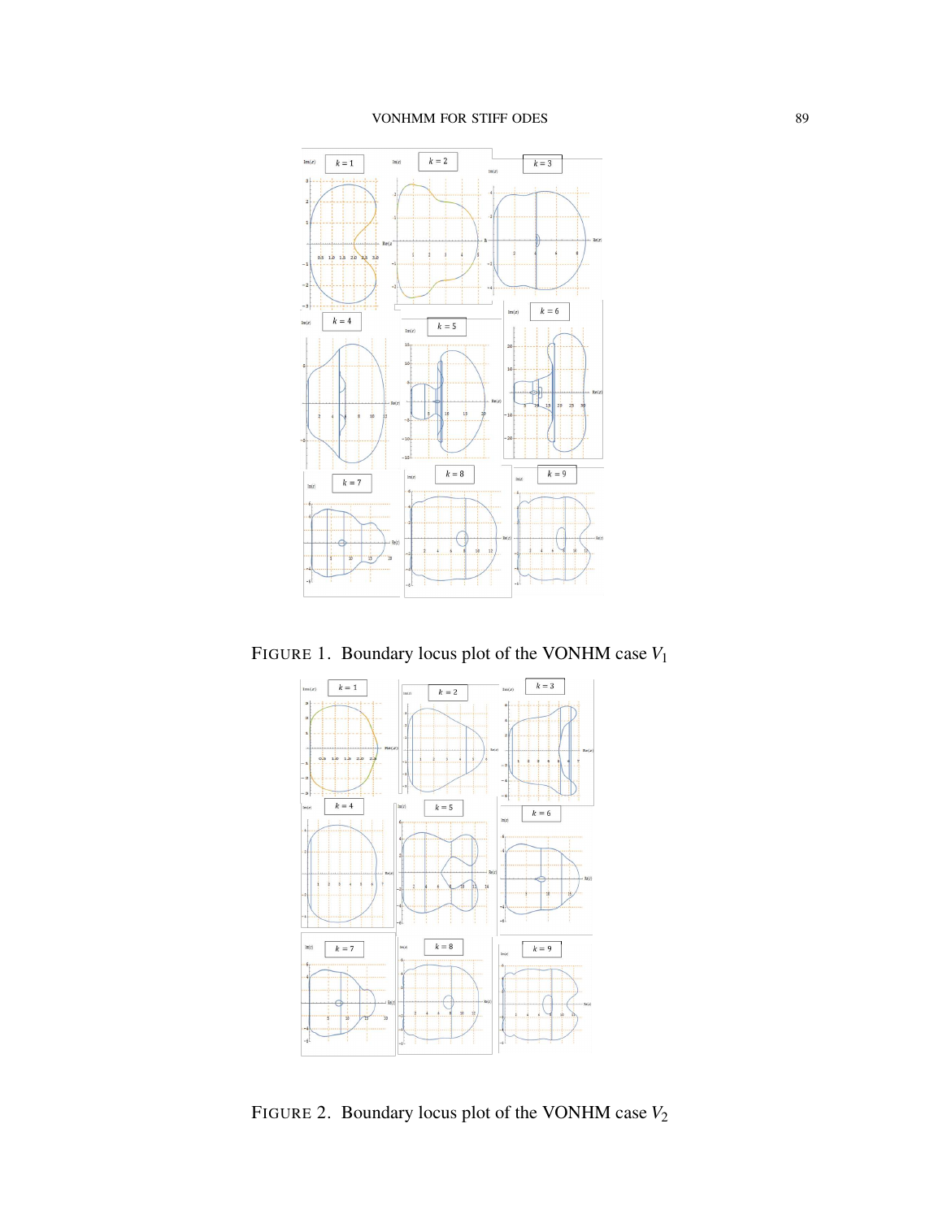FIGURE 1. Boundary locus plot of the VONHM case $V_1$

FIGURE 2. Boundary locus plot of the VONHM case $V_2$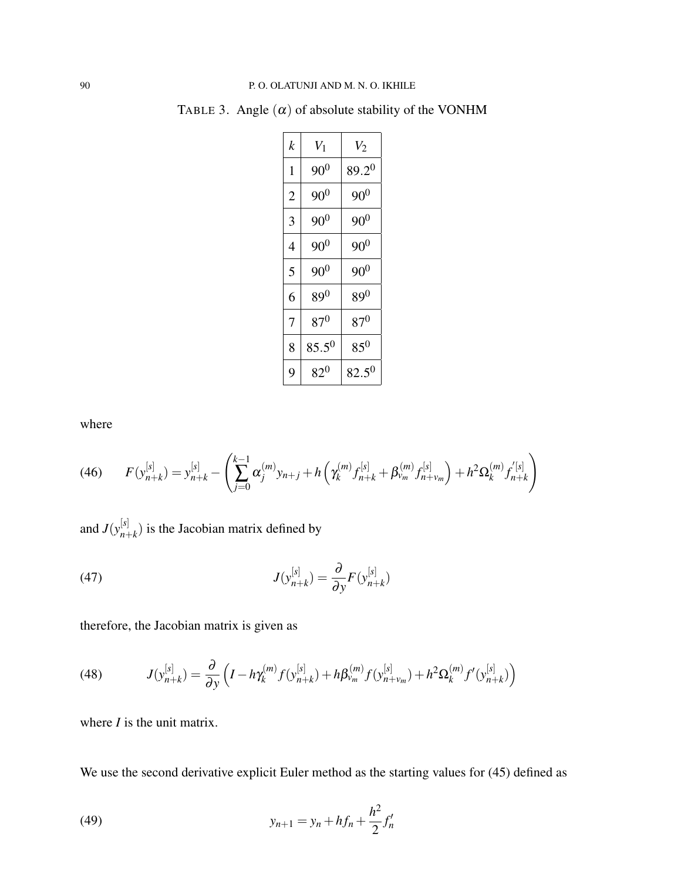TABLE 3. Angle $(\alpha)$ of absolute stability of the VONHM

| $k$ | $V_1$ | $V_2$ |
|---|---|---|
| 1 | $90^0$ | $89.2^0$ |
| 2 | $90^0$ | $90^0$ |
| 3 | $90^0$ | $90^0$ |
| 4 | $90^0$ | $90^0$ |
| 5 | $90^0$ | $90^0$ |
| 6 | $89^0$ | $89^0$ |
| 7 | $87^0$ | $87^0$ |
| 8 | $85.5^0$ | $85^0$ |
| 9 | $82^0$ | $82.5^0$ |

where

$$F(y_{n+k}^{[s]}) = y_{n+k}^{[s]} - \left( \sum_{j=0}^{k-1} \alpha_j^{(m)} y_{n+j} + h\left( \gamma_k^{(m)} f_{n+k}^{[s]} + \beta_{v_m}^{(m)} f_{n+v_m}^{[s]} \right) + h^2 \Omega_k^{(m)} f_{n+k}^{'[s]} \right) \tag{46}$$

and $J(y_{n+k}^{[s]})$ is the Jacobian matrix defined by

$$J(y_{n+k}^{[s]}) = \frac{\partial}{\partial y} F(y_{n+k}^{[s]}) \tag{47}$$

therefore, the Jacobian matrix is given as

$$J(y_{n+k}^{[s]}) = \frac{\partial}{\partial y} \left( I - h\gamma_k^{(m)} f(y_{n+k}^{[s]}) + h\beta_{v_m}^{(m)} f(y_{n+v_m}^{[s]}) + h^2 \Omega_k^{(m)} f'(y_{n+k}^{[s]}) \right) \tag{48}$$

where $I$ is the unit matrix.

We use the second derivative explicit Euler method as the starting values for (45) defined as

$$y_{n+1} = y_n + hf_n + \frac{h^2}{2} f_n' \tag{49}$$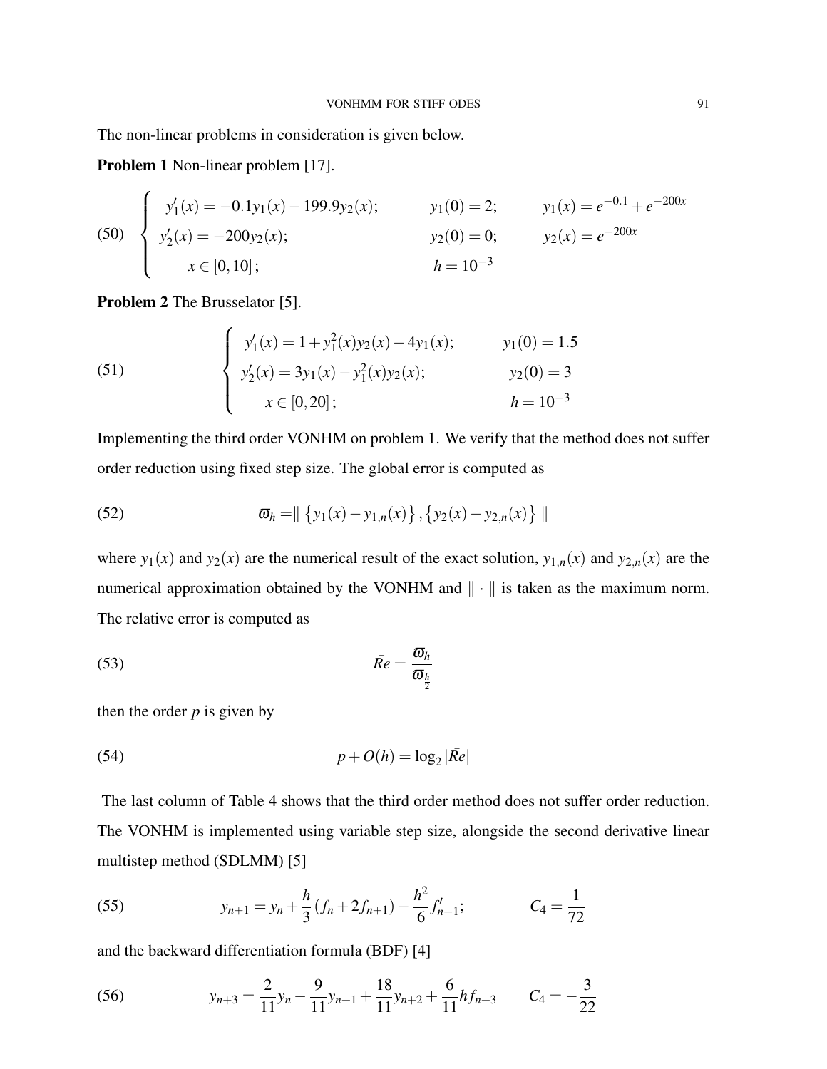The non-linear problems in consideration is given below.

**Problem 1** Non-linear problem [17].

$$
\left\{
\begin{array}{lll}
y_1'(x) = -0.1y_1(x) - 199.9y_2(x); & y_1(0) = 2; & y_1(x) = e^{-0.1} + e^{-200x} \\
y_2'(x) = -200y_2(x); & y_2(0) = 0; & y_2(x) = e^{-200x} \\
x \in [0, 10]; & h = 10^{-3} &
\end{array}
\right.
\tag{50}
$$

**Problem 2** The Brusselator [5].

$$
\left\{
\begin{array}{ll}
y_1'(x) = 1 + y_1^2(x)y_2(x) - 4y_1(x); & y_1(0) = 1.5 \\
y_2'(x) = 3y_1(x) - y_1^2(x)y_2(x); & y_2(0) = 3 \\
x \in [0, 20]; & h = 10^{-3}
\end{array}
\right.
\tag{51}
$$

Implementing the third order VONHM on problem 1. We verify that the method does not suffer order reduction using fixed step size. The global error is computed as

$$
\varpi_h = \| \left\{ y_1(x) - y_{1,n}(x) \right\}, \left\{ y_2(x) - y_{2,n}(x) \right\} \|
\tag{52}
$$

where $y_1(x)$ and $y_2(x)$ are the numerical result of the exact solution, $y_{1,n}(x)$ and $y_{2,n}(x)$ are the numerical approximation obtained by the VONHM and $\| \cdot \|$ is taken as the maximum norm. The relative error is computed as

$$
\bar{Re} = \frac{\varpi_h}{\varpi_{\frac{h}{2}}}
\tag{53}
$$

then the order $p$ is given by

$$
p + O(h) = \log_2 |\bar{Re}|
\tag{54}
$$

The last column of Table 4 shows that the third order method does not suffer order reduction. The VONHM is implemented using variable step size, alongside the second derivative linear multistep method (SDLMM) [5]

$$
y_{n+1} = y_n + \frac{h}{3}(f_n + 2f_{n+1}) - \frac{h^2}{6} f'_{n+1}; \qquad C_4 = \frac{1}{72}
\tag{55}
$$

and the backward differentiation formula (BDF) [4]

$$
y_{n+3} = \frac{2}{11}y_n - \frac{9}{11}y_{n+1} + \frac{18}{11}y_{n+2} + \frac{6}{11}hf_{n+3} \qquad C_4 = -\frac{3}{22}
\tag{56}
$$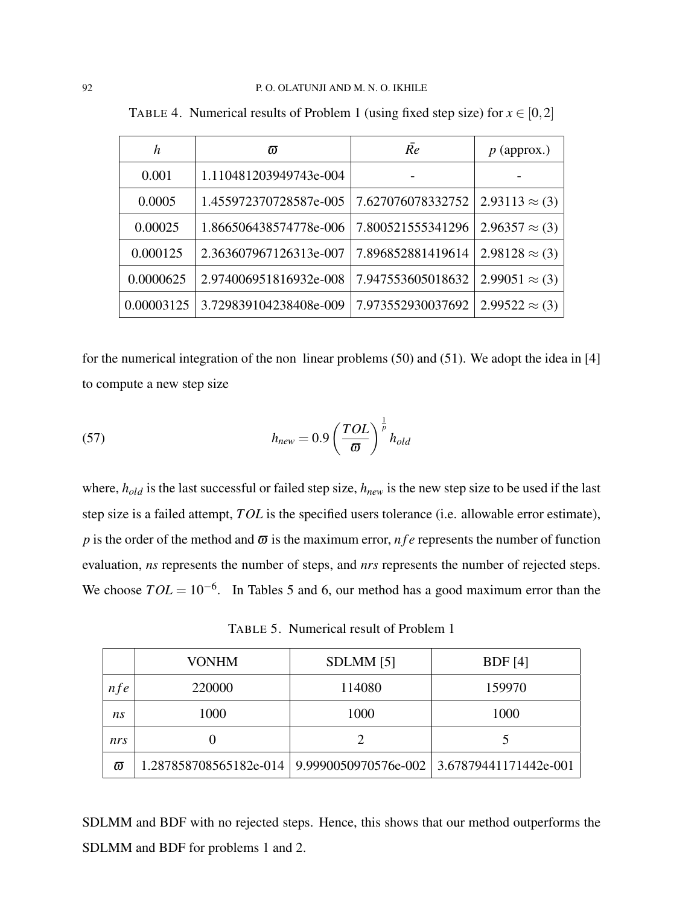TABLE 4. Numerical results of Problem 1 (using fixed step size) for $x \in [0,2]$

| $h$ | $\varpi$ | $\bar{Re}$ | $p$ (approx.) |
|---|---|---|---|
| 0.001 | 1.110481203949743e-004 | - | - |
| 0.0005 | 1.455972370728587e-005 | 7.627076078332752 | $2.93113 \approx (3)$ |
| 0.00025 | 1.866506438574778e-006 | 7.800521555341296 | $2.96357 \approx (3)$ |
| 0.000125 | 2.363607967126313e-007 | 7.896852881419614 | $2.98128 \approx (3)$ |
| 0.0000625 | 2.974006951816932e-008 | 7.947553605018632 | $2.99051 \approx (3)$ |
| 0.00003125 | 3.729839104238408e-009 | 7.973552930037692 | $2.99522 \approx (3)$ |

for the numerical integration of the non linear problems (50) and (51). We adopt the idea in [4] to compute a new step size

$$h_{new} = 0.9 \left( \frac{TOL}{\varpi} \right)^{\frac{1}{p}} h_{old} \tag{57}$$

where, $h_{old}$ is the last successful or failed step size, $h_{new}$ is the new step size to be used if the last step size is a failed attempt, $TOL$ is the specified users tolerance (i.e. allowable error estimate), $p$ is the order of the method and $\varpi$ is the maximum error, $nfe$ represents the number of function evaluation, *ns* represents the number of steps, and *nrs* represents the number of rejected steps. We choose $TOL = 10^{-6}$. In Tables 5 and 6, our method has a good maximum error than the

TABLE 5. Numerical result of Problem 1

| | VONHM | SDLMM [5] | BDF [4] |
|---|---|---|---|
| $nfe$ | 220000 | 114080 | 159970 |
| *ns* | 1000 | 1000 | 1000 |
| *nrs* | 0 | 2 | 5 |
| $\varpi$ | 1.287858708565182e-014 | 9.9990050970576e-002 | 3.67879441171442e-001 |

SDLMM and BDF with no rejected steps. Hence, this shows that our method outperforms the SDLMM and BDF for problems 1 and 2.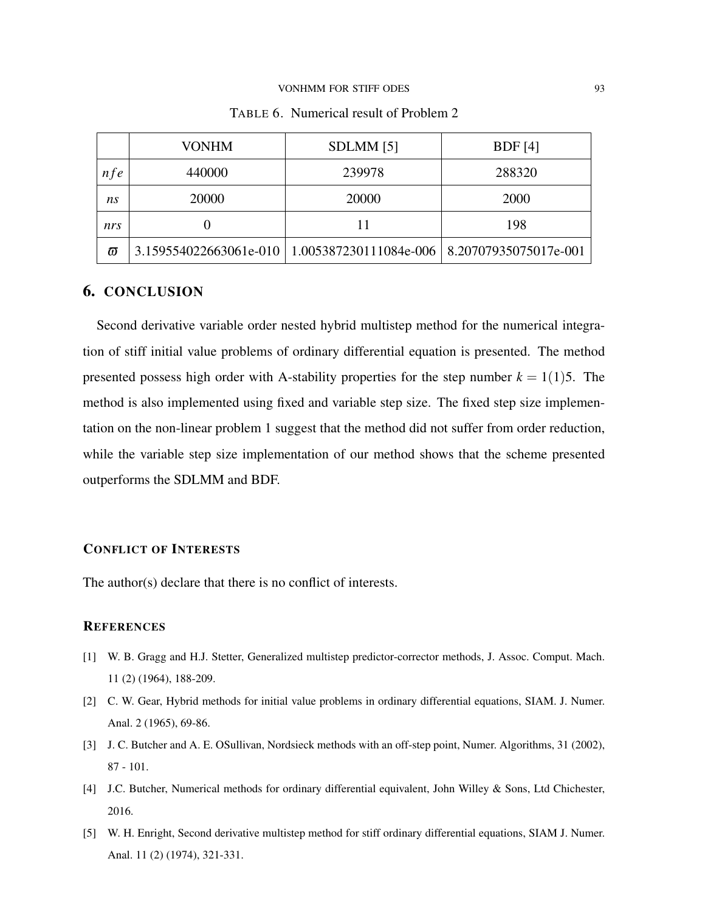TABLE 6. Numerical result of Problem 2

| | VONHM | SDLMM [5] | BDF [4] |
|---|---|---|---|
| $nfe$ | 440000 | 239978 | 288320 |
| $ns$ | 20000 | 20000 | 2000 |
| $nrs$ | 0 | 11 | 198 |
| $\varpi$ | 3.159554022663061e-010 | 1.005387230111084e-006 | 8.20707935075017e-001 |

## 6. CONCLUSION

Second derivative variable order nested hybrid multistep method for the numerical integration of stiff initial value problems of ordinary differential equation is presented. The method presented possess high order with A-stability properties for the step number $k = 1(1)5$. The method is also implemented using fixed and variable step size. The fixed step size implementation on the non-linear problem 1 suggest that the method did not suffer from order reduction, while the variable step size implementation of our method shows that the scheme presented outperforms the SDLMM and BDF.

### CONFLICT OF INTERESTS

The author(s) declare that there is no conflict of interests.

### REFERENCES

[1] W. B. Gragg and H.J. Stetter, Generalized multistep predictor-corrector methods, J. Assoc. Comput. Mach. 11 (2) (1964), 188-209.

[2] C. W. Gear, Hybrid methods for initial value problems in ordinary differential equations, SIAM. J. Numer. Anal. 2 (1965), 69-86.

[3] J. C. Butcher and A. E. OSullivan, Nordsieck methods with an off-step point, Numer. Algorithms, 31 (2002), 87 - 101.

[4] J.C. Butcher, Numerical methods for ordinary differential equivalent, John Willey & Sons, Ltd Chichester, 2016.

[5] W. H. Enright, Second derivative multistep method for stiff ordinary differential equations, SIAM J. Numer. Anal. 11 (2) (1974), 321-331.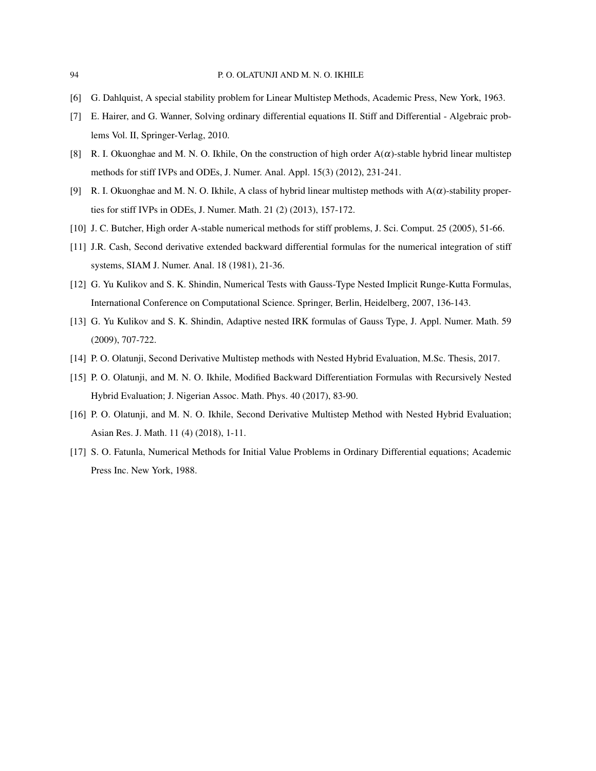[6] G. Dahlquist, A special stability problem for Linear Multistep Methods, Academic Press, New York, 1963.

[7] E. Hairer, and G. Wanner, Solving ordinary differential equations II. Stiff and Differential - Algebraic problems Vol. II, Springer-Verlag, 2010.

[8] R. I. Okuonghae and M. N. O. Ikhile, On the construction of high order A($\alpha$)-stable hybrid linear multistep methods for stiff IVPs and ODEs, J. Numer. Anal. Appl. 15(3) (2012), 231-241.

[9] R. I. Okuonghae and M. N. O. Ikhile, A class of hybrid linear multistep methods with A($\alpha$)-stability properties for stiff IVPs in ODEs, J. Numer. Math. 21 (2) (2013), 157-172.

[10] J. C. Butcher, High order A-stable numerical methods for stiff problems, J. Sci. Comput. 25 (2005), 51-66.

[11] J.R. Cash, Second derivative extended backward differential formulas for the numerical integration of stiff systems, SIAM J. Numer. Anal. 18 (1981), 21-36.

[12] G. Yu Kulikov and S. K. Shindin, Numerical Tests with Gauss-Type Nested Implicit Runge-Kutta Formulas, International Conference on Computational Science. Springer, Berlin, Heidelberg, 2007, 136-143.

[13] G. Yu Kulikov and S. K. Shindin, Adaptive nested IRK formulas of Gauss Type, J. Appl. Numer. Math. 59 (2009), 707-722.

[14] P. O. Olatunji, Second Derivative Multistep methods with Nested Hybrid Evaluation, M.Sc. Thesis, 2017.

[15] P. O. Olatunji, and M. N. O. Ikhile, Modified Backward Differentiation Formulas with Recursively Nested Hybrid Evaluation; J. Nigerian Assoc. Math. Phys. 40 (2017), 83-90.

[16] P. O. Olatunji, and M. N. O. Ikhile, Second Derivative Multistep Method with Nested Hybrid Evaluation; Asian Res. J. Math. 11 (4) (2018), 1-11.

[17] S. O. Fatunla, Numerical Methods for Initial Value Problems in Ordinary Differential equations; Academic Press Inc. New York, 1988.